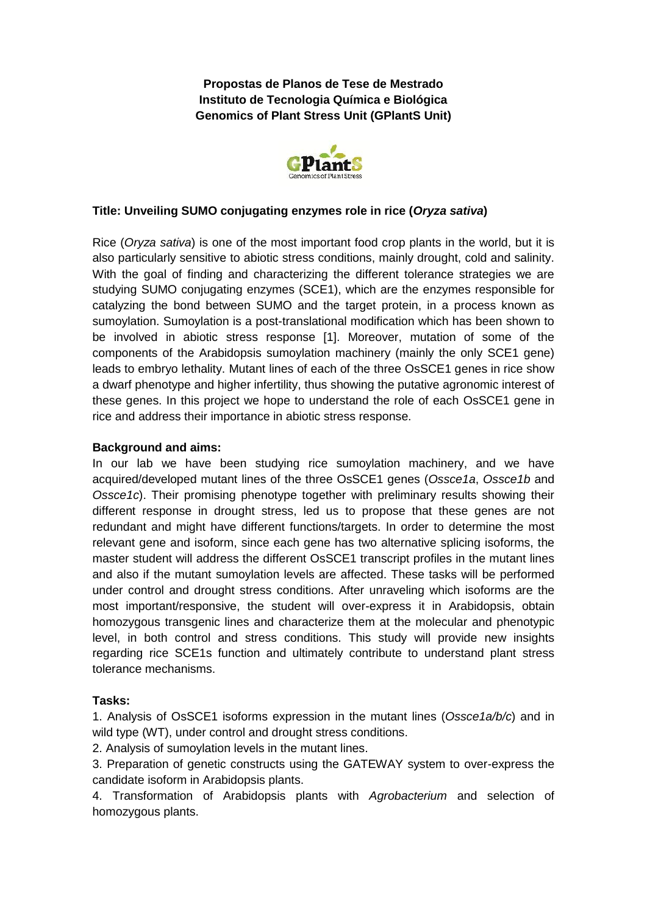**Propostas de Planos de Tese de Mestrado**
**Instituto de Tecnologia Química e Biológica**
**Genomics of Plant Stress Unit (GPlantS Unit)**

GPlantS
Genomics of Plant Stress

## Title: Unveiling SUMO conjugating enzymes role in rice (*Oryza sativa*)

Rice (*Oryza sativa*) is one of the most important food crop plants in the world, but it is also particularly sensitive to abiotic stress conditions, mainly drought, cold and salinity. With the goal of finding and characterizing the different tolerance strategies we are studying SUMO conjugating enzymes (SCE1), which are the enzymes responsible for catalyzing the bond between SUMO and the target protein, in a process known as sumoylation. Sumoylation is a post-translational modification which has been shown to be involved in abiotic stress response [1]. Moreover, mutation of some of the components of the Arabidopsis sumoylation machinery (mainly the only SCE1 gene) leads to embryo lethality. Mutant lines of each of the three OsSCE1 genes in rice show a dwarf phenotype and higher infertility, thus showing the putative agronomic interest of these genes. In this project we hope to understand the role of each OsSCE1 gene in rice and address their importance in abiotic stress response.

### Background and aims:

In our lab we have been studying rice sumoylation machinery, and we have acquired/developed mutant lines of the three OsSCE1 genes (*Ossce1a*, *Ossce1b* and *Ossce1c*). Their promising phenotype together with preliminary results showing their different response in drought stress, led us to propose that these genes are not redundant and might have different functions/targets. In order to determine the most relevant gene and isoform, since each gene has two alternative splicing isoforms, the master student will address the different OsSCE1 transcript profiles in the mutant lines and also if the mutant sumoylation levels are affected. These tasks will be performed under control and drought stress conditions. After unraveling which isoforms are the most important/responsive, the student will over-express it in Arabidopsis, obtain homozygous transgenic lines and characterize them at the molecular and phenotypic level, in both control and stress conditions. This study will provide new insights regarding rice SCE1s function and ultimately contribute to understand plant stress tolerance mechanisms.

### Tasks:

1. Analysis of OsSCE1 isoforms expression in the mutant lines (*Ossce1a/b/c*) and in wild type (WT), under control and drought stress conditions.
2. Analysis of sumoylation levels in the mutant lines.
3. Preparation of genetic constructs using the GATEWAY system to over-express the candidate isoform in Arabidopsis plants.
4. Transformation of Arabidopsis plants with *Agrobacterium* and selection of homozygous plants.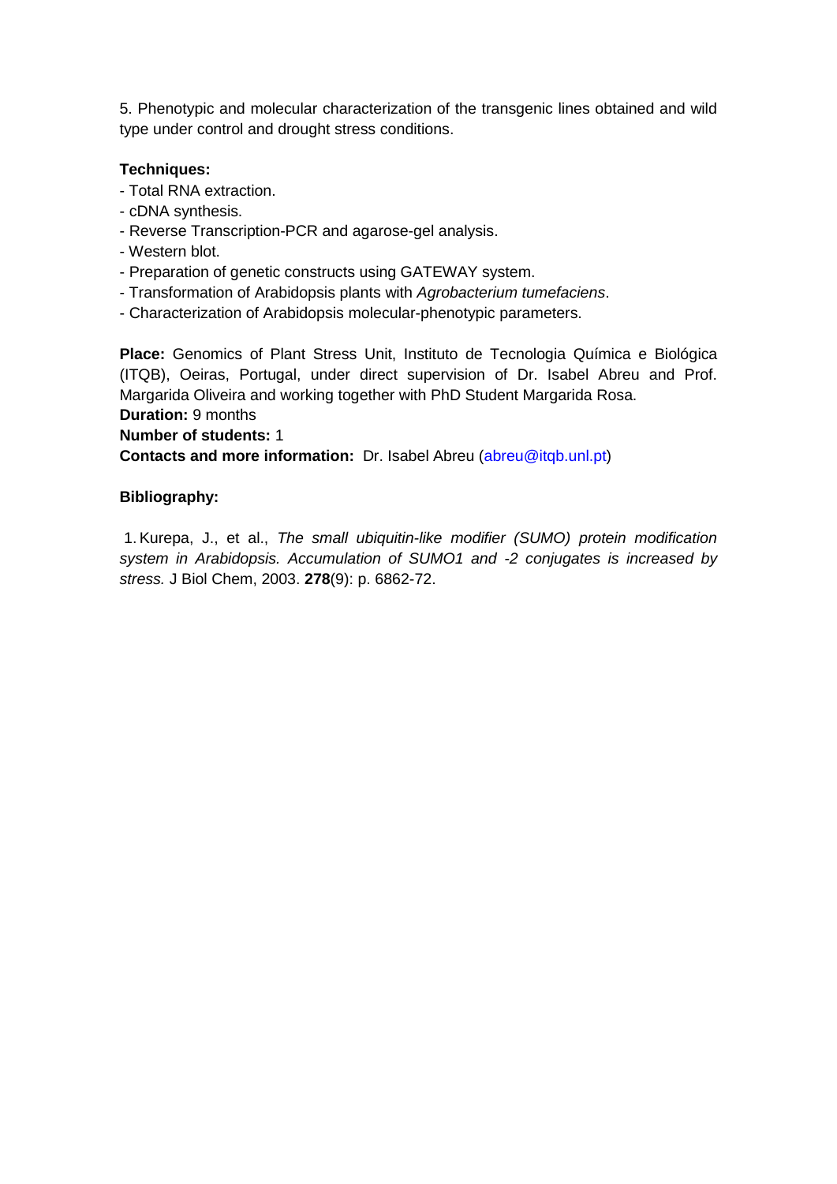5. Phenotypic and molecular characterization of the transgenic lines obtained and wild type under control and drought stress conditions.

**Techniques:**

- Total RNA extraction.
- cDNA synthesis.
- Reverse Transcription-PCR and agarose-gel analysis.
- Western blot.
- Preparation of genetic constructs using GATEWAY system.
- Transformation of Arabidopsis plants with *Agrobacterium tumefaciens*.
- Characterization of Arabidopsis molecular-phenotypic parameters.

**Place:** Genomics of Plant Stress Unit, Instituto de Tecnologia Química e Biológica (ITQB), Oeiras, Portugal, under direct supervision of Dr. Isabel Abreu and Prof. Margarida Oliveira and working together with PhD Student Margarida Rosa.
**Duration:** 9 months
**Number of students:** 1
**Contacts and more information:** Dr. Isabel Abreu (abreu@itqb.unl.pt)

**Bibliography:**

1. Kurepa, J., et al., *The small ubiquitin-like modifier (SUMO) protein modification system in Arabidopsis. Accumulation of SUMO1 and -2 conjugates is increased by stress.* J Biol Chem, 2003. **278**(9): p. 6862-72.